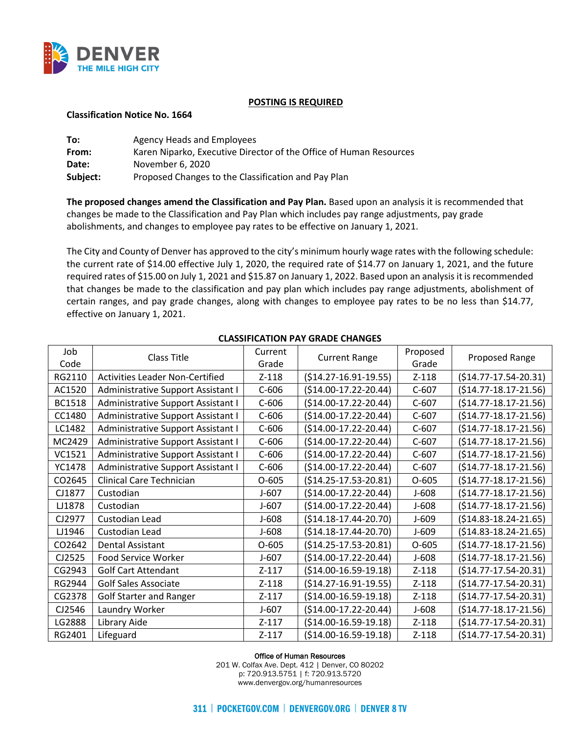**POSTING IS REQUIRED**

**Classification Notice No. 1664**

**To:** Agency Heads and Employees
**From:** Karen Niparko, Executive Director of the Office of Human Resources
**Date:** November 6, 2020
**Subject:** Proposed Changes to the Classification and Pay Plan

**The proposed changes amend the Classification and Pay Plan.** Based upon an analysis it is recommended that changes be made to the Classification and Pay Plan which includes pay range adjustments, pay grade abolishments, and changes to employee pay rates to be effective on January 1, 2021.

The City and County of Denver has approved to the city's minimum hourly wage rates with the following schedule: the current rate of $14.00 effective July 1, 2020, the required rate of $14.77 on January 1, 2021, and the future required rates of $15.00 on July 1, 2021 and $15.87 on January 1, 2022. Based upon an analysis it is recommended that changes be made to the classification and pay plan which includes pay range adjustments, abolishment of certain ranges, and pay grade changes, along with changes to employee pay rates to be no less than $14.77, effective on January 1, 2021.

**CLASSIFICATION PAY GRADE CHANGES**

| Job Code | Class Title | Current Grade | Current Range | Proposed Grade | Proposed Range |
|---|---|---|---|---|---|
| RG2110 | Activities Leader Non-Certified | Z-118 | ($14.27-16.91-19.55) | Z-118 | ($14.77-17.54-20.31) |
| AC1520 | Administrative Support Assistant I | C-606 | ($14.00-17.22-20.44) | C-607 | ($14.77-18.17-21.56) |
| BC1518 | Administrative Support Assistant I | C-606 | ($14.00-17.22-20.44) | C-607 | ($14.77-18.17-21.56) |
| CC1480 | Administrative Support Assistant I | C-606 | ($14.00-17.22-20.44) | C-607 | ($14.77-18.17-21.56) |
| LC1482 | Administrative Support Assistant I | C-606 | ($14.00-17.22-20.44) | C-607 | ($14.77-18.17-21.56) |
| MC2429 | Administrative Support Assistant I | C-606 | ($14.00-17.22-20.44) | C-607 | ($14.77-18.17-21.56) |
| VC1521 | Administrative Support Assistant I | C-606 | ($14.00-17.22-20.44) | C-607 | ($14.77-18.17-21.56) |
| YC1478 | Administrative Support Assistant I | C-606 | ($14.00-17.22-20.44) | C-607 | ($14.77-18.17-21.56) |
| CO2645 | Clinical Care Technician | O-605 | ($14.25-17.53-20.81) | O-605 | ($14.77-18.17-21.56) |
| CJ1877 | Custodian | J-607 | ($14.00-17.22-20.44) | J-608 | ($14.77-18.17-21.56) |
| LJ1878 | Custodian | J-607 | ($14.00-17.22-20.44) | J-608 | ($14.77-18.17-21.56) |
| CJ2977 | Custodian Lead | J-608 | ($14.18-17.44-20.70) | J-609 | ($14.83-18.24-21.65) |
| LJ1946 | Custodian Lead | J-608 | ($14.18-17.44-20.70) | J-609 | ($14.83-18.24-21.65) |
| CO2642 | Dental Assistant | O-605 | ($14.25-17.53-20.81) | O-605 | ($14.77-18.17-21.56) |
| CJ2525 | Food Service Worker | J-607 | ($14.00-17.22-20.44) | J-608 | ($14.77-18.17-21.56) |
| CG2943 | Golf Cart Attendant | Z-117 | ($14.00-16.59-19.18) | Z-118 | ($14.77-17.54-20.31) |
| RG2944 | Golf Sales Associate | Z-118 | ($14.27-16.91-19.55) | Z-118 | ($14.77-17.54-20.31) |
| CG2378 | Golf Starter and Ranger | Z-117 | ($14.00-16.59-19.18) | Z-118 | ($14.77-17.54-20.31) |
| CJ2546 | Laundry Worker | J-607 | ($14.00-17.22-20.44) | J-608 | ($14.77-18.17-21.56) |
| LG2888 | Library Aide | Z-117 | ($14.00-16.59-19.18) | Z-118 | ($14.77-17.54-20.31) |
| RG2401 | Lifeguard | Z-117 | ($14.00-16.59-19.18) | Z-118 | ($14.77-17.54-20.31) |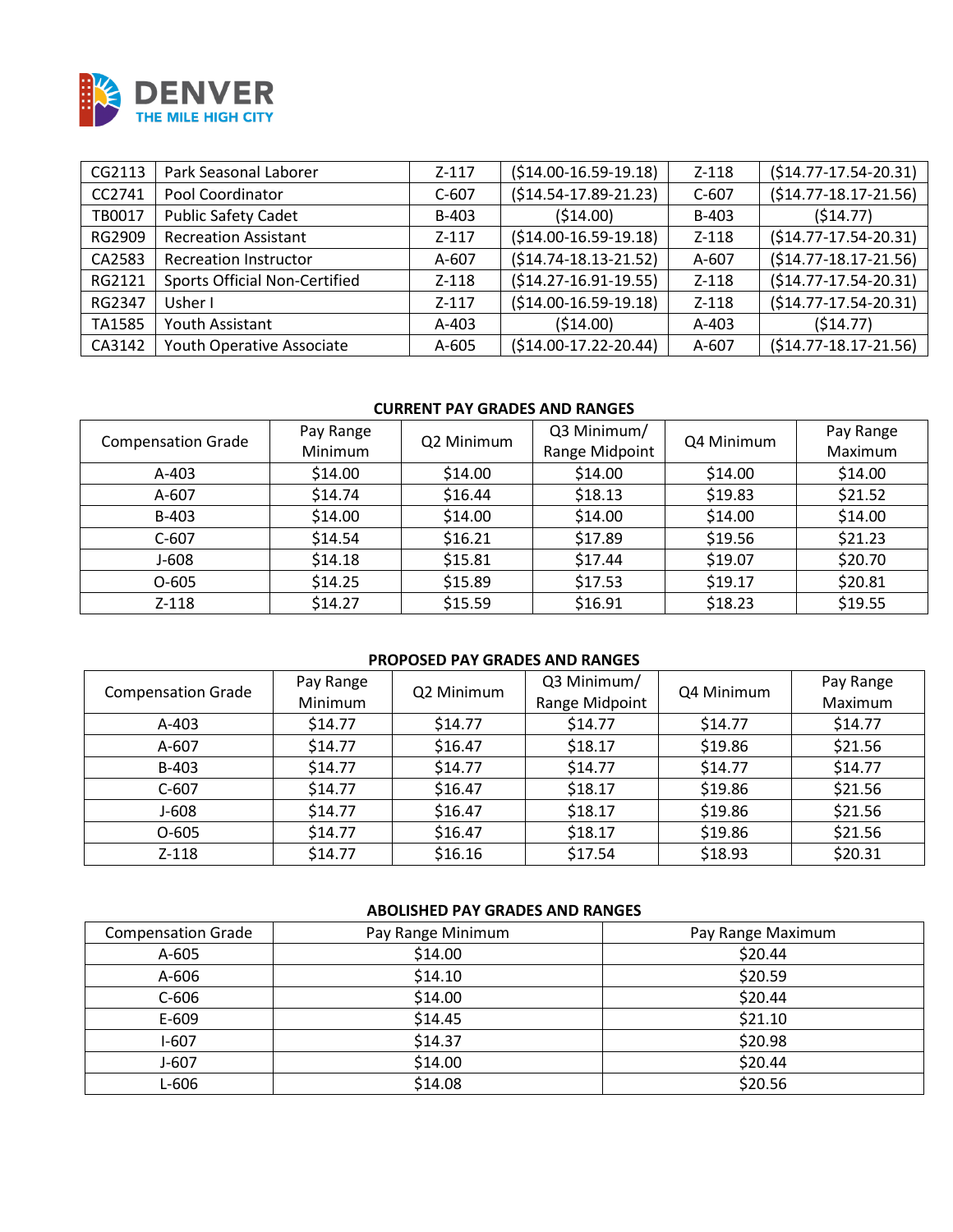| | | | | | |
|---|---|---|---|---|---|
| CG2113 | Park Seasonal Laborer | Z-117 | ($14.00-16.59-19.18) | Z-118 | ($14.77-17.54-20.31) |
| CC2741 | Pool Coordinator | C-607 | ($14.54-17.89-21.23) | C-607 | ($14.77-18.17-21.56) |
| TB0017 | Public Safety Cadet | B-403 | ($14.00) | B-403 | ($14.77) |
| RG2909 | Recreation Assistant | Z-117 | ($14.00-16.59-19.18) | Z-118 | ($14.77-17.54-20.31) |
| CA2583 | Recreation Instructor | A-607 | ($14.74-18.13-21.52) | A-607 | ($14.77-18.17-21.56) |
| RG2121 | Sports Official Non-Certified | Z-118 | ($14.27-16.91-19.55) | Z-118 | ($14.77-17.54-20.31) |
| RG2347 | Usher I | Z-117 | ($14.00-16.59-19.18) | Z-118 | ($14.77-17.54-20.31) |
| TA1585 | Youth Assistant | A-403 | ($14.00) | A-403 | ($14.77) |
| CA3142 | Youth Operative Associate | A-605 | ($14.00-17.22-20.44) | A-607 | ($14.77-18.17-21.56) |

**CURRENT PAY GRADES AND RANGES**

| Compensation Grade | Pay Range Minimum | Q2 Minimum | Q3 Minimum/ Range Midpoint | Q4 Minimum | Pay Range Maximum |
|---|---|---|---|---|---|
| A-403 | $14.00 | $14.00 | $14.00 | $14.00 | $14.00 |
| A-607 | $14.74 | $16.44 | $18.13 | $19.83 | $21.52 |
| B-403 | $14.00 | $14.00 | $14.00 | $14.00 | $14.00 |
| C-607 | $14.54 | $16.21 | $17.89 | $19.56 | $21.23 |
| J-608 | $14.18 | $15.81 | $17.44 | $19.07 | $20.70 |
| O-605 | $14.25 | $15.89 | $17.53 | $19.17 | $20.81 |
| Z-118 | $14.27 | $15.59 | $16.91 | $18.23 | $19.55 |

**PROPOSED PAY GRADES AND RANGES**

| Compensation Grade | Pay Range Minimum | Q2 Minimum | Q3 Minimum/ Range Midpoint | Q4 Minimum | Pay Range Maximum |
|---|---|---|---|---|---|
| A-403 | $14.77 | $14.77 | $14.77 | $14.77 | $14.77 |
| A-607 | $14.77 | $16.47 | $18.17 | $19.86 | $21.56 |
| B-403 | $14.77 | $14.77 | $14.77 | $14.77 | $14.77 |
| C-607 | $14.77 | $16.47 | $18.17 | $19.86 | $21.56 |
| J-608 | $14.77 | $16.47 | $18.17 | $19.86 | $21.56 |
| O-605 | $14.77 | $16.47 | $18.17 | $19.86 | $21.56 |
| Z-118 | $14.77 | $16.16 | $17.54 | $18.93 | $20.31 |

**ABOLISHED PAY GRADES AND RANGES**

| Compensation Grade | Pay Range Minimum | Pay Range Maximum |
|---|---|---|
| A-605 | $14.00 | $20.44 |
| A-606 | $14.10 | $20.59 |
| C-606 | $14.00 | $20.44 |
| E-609 | $14.45 | $21.10 |
| I-607 | $14.37 | $20.98 |
| J-607 | $14.00 | $20.44 |
| L-606 | $14.08 | $20.56 |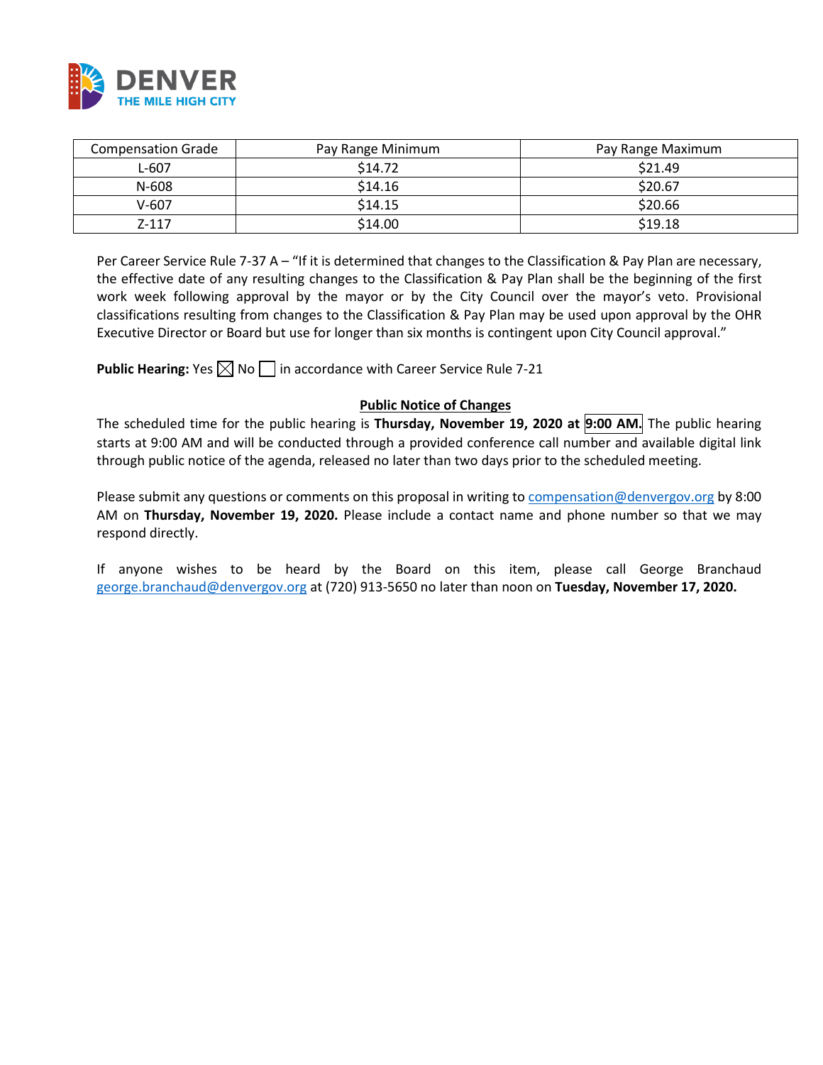| Compensation Grade | Pay Range Minimum | Pay Range Maximum |
|---|---|---|
| L-607 | $14.72 | $21.49 |
| N-608 | $14.16 | $20.67 |
| V-607 | $14.15 | $20.66 |
| Z-117 | $14.00 | $19.18 |

Per Career Service Rule 7-37 A – "If it is determined that changes to the Classification & Pay Plan are necessary, the effective date of any resulting changes to the Classification & Pay Plan shall be the beginning of the first work week following approval by the mayor or by the City Council over the mayor's veto. Provisional classifications resulting from changes to the Classification & Pay Plan may be used upon approval by the OHR Executive Director or Board but use for longer than six months is contingent upon City Council approval."

**Public Hearing:** Yes ☒ No ☐ in accordance with Career Service Rule 7-21

**Public Notice of Changes**

The scheduled time for the public hearing is **Thursday, November 19, 2020 at 9:00 AM.** The public hearing starts at 9:00 AM and will be conducted through a provided conference call number and available digital link through public notice of the agenda, released no later than two days prior to the scheduled meeting.

Please submit any questions or comments on this proposal in writing to compensation@denvergov.org by 8:00 AM on **Thursday, November 19, 2020.** Please include a contact name and phone number so that we may respond directly.

If anyone wishes to be heard by the Board on this item, please call George Branchaud george.branchaud@denvergov.org at (720) 913-5650 no later than noon on **Tuesday, November 17, 2020.**